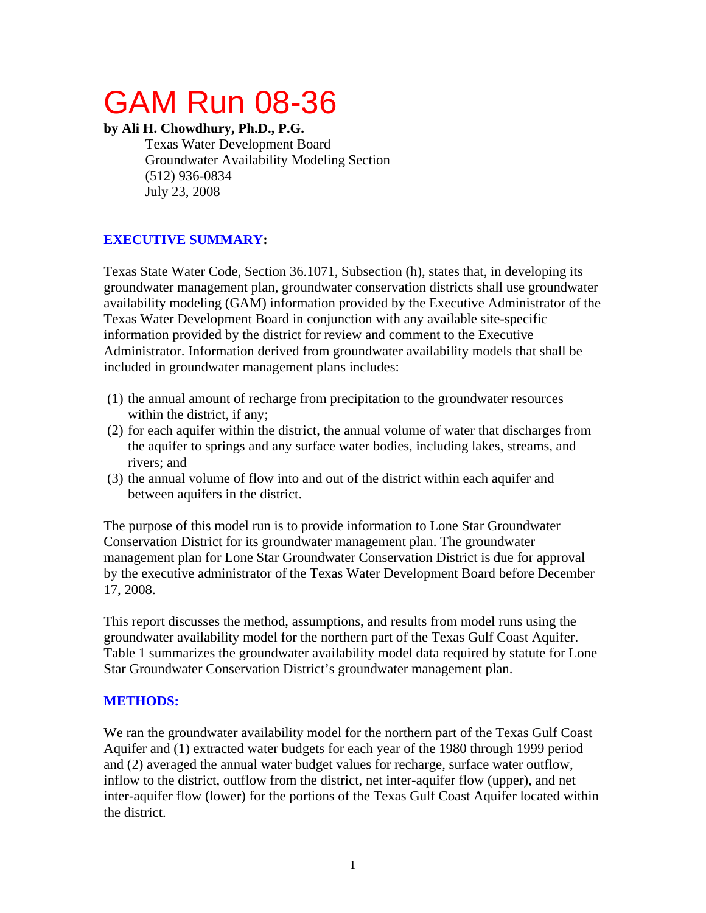# GAM Run 08-36

**by Ali H. Chowdhury, Ph.D., P.G.**

Texas Water Development Board
Groundwater Availability Modeling Section
(512) 936-0834
July 23, 2008

## EXECUTIVE SUMMARY:

Texas State Water Code, Section 36.1071, Subsection (h), states that, in developing its groundwater management plan, groundwater conservation districts shall use groundwater availability modeling (GAM) information provided by the Executive Administrator of the Texas Water Development Board in conjunction with any available site-specific information provided by the district for review and comment to the Executive Administrator. Information derived from groundwater availability models that shall be included in groundwater management plans includes:

(1) the annual amount of recharge from precipitation to the groundwater resources within the district, if any;
(2) for each aquifer within the district, the annual volume of water that discharges from the aquifer to springs and any surface water bodies, including lakes, streams, and rivers; and
(3) the annual volume of flow into and out of the district within each aquifer and between aquifers in the district.

The purpose of this model run is to provide information to Lone Star Groundwater Conservation District for its groundwater management plan. The groundwater management plan for Lone Star Groundwater Conservation District is due for approval by the executive administrator of the Texas Water Development Board before December 17, 2008.

This report discusses the method, assumptions, and results from model runs using the groundwater availability model for the northern part of the Texas Gulf Coast Aquifer. Table 1 summarizes the groundwater availability model data required by statute for Lone Star Groundwater Conservation District's groundwater management plan.

## METHODS:

We ran the groundwater availability model for the northern part of the Texas Gulf Coast Aquifer and (1) extracted water budgets for each year of the 1980 through 1999 period and (2) averaged the annual water budget values for recharge, surface water outflow, inflow to the district, outflow from the district, net inter-aquifer flow (upper), and net inter-aquifer flow (lower) for the portions of the Texas Gulf Coast Aquifer located within the district.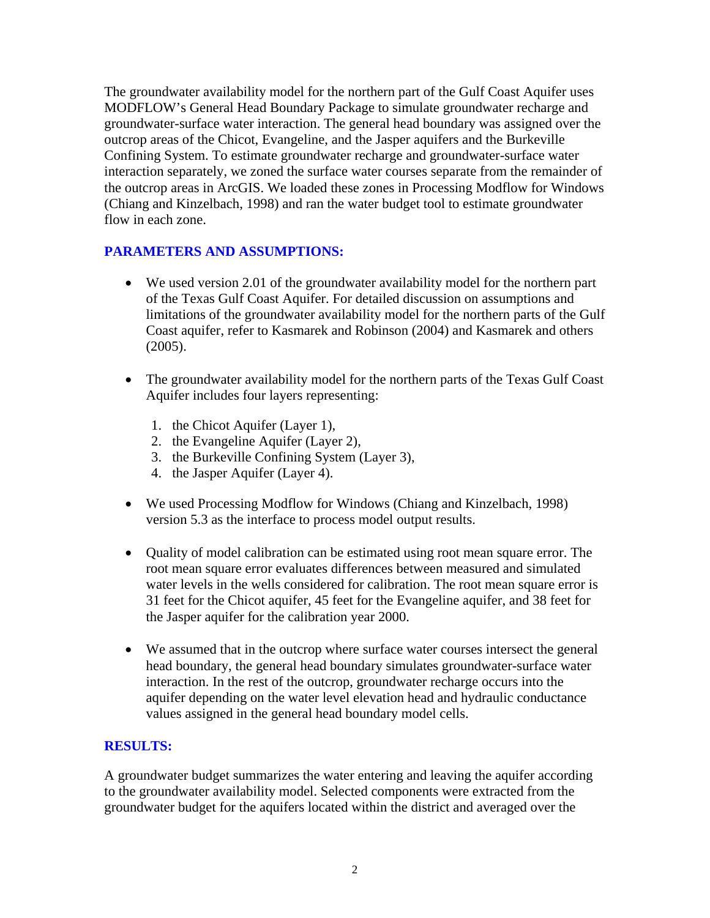The groundwater availability model for the northern part of the Gulf Coast Aquifer uses MODFLOW's General Head Boundary Package to simulate groundwater recharge and groundwater-surface water interaction. The general head boundary was assigned over the outcrop areas of the Chicot, Evangeline, and the Jasper aquifers and the Burkeville Confining System. To estimate groundwater recharge and groundwater-surface water interaction separately, we zoned the surface water courses separate from the remainder of the outcrop areas in ArcGIS. We loaded these zones in Processing Modflow for Windows (Chiang and Kinzelbach, 1998) and ran the water budget tool to estimate groundwater flow in each zone.

## PARAMETERS AND ASSUMPTIONS:

- We used version 2.01 of the groundwater availability model for the northern part of the Texas Gulf Coast Aquifer. For detailed discussion on assumptions and limitations of the groundwater availability model for the northern parts of the Gulf Coast aquifer, refer to Kasmarek and Robinson (2004) and Kasmarek and others (2005).

- The groundwater availability model for the northern parts of the Texas Gulf Coast Aquifer includes four layers representing:

    1. the Chicot Aquifer (Layer 1),
    2. the Evangeline Aquifer (Layer 2),
    3. the Burkeville Confining System (Layer 3),
    4. the Jasper Aquifer (Layer 4).

- We used Processing Modflow for Windows (Chiang and Kinzelbach, 1998) version 5.3 as the interface to process model output results.

- Quality of model calibration can be estimated using root mean square error. The root mean square error evaluates differences between measured and simulated water levels in the wells considered for calibration. The root mean square error is 31 feet for the Chicot aquifer, 45 feet for the Evangeline aquifer, and 38 feet for the Jasper aquifer for the calibration year 2000.

- We assumed that in the outcrop where surface water courses intersect the general head boundary, the general head boundary simulates groundwater-surface water interaction. In the rest of the outcrop, groundwater recharge occurs into the aquifer depending on the water level elevation head and hydraulic conductance values assigned in the general head boundary model cells.

## RESULTS:

A groundwater budget summarizes the water entering and leaving the aquifer according to the groundwater availability model. Selected components were extracted from the groundwater budget for the aquifers located within the district and averaged over the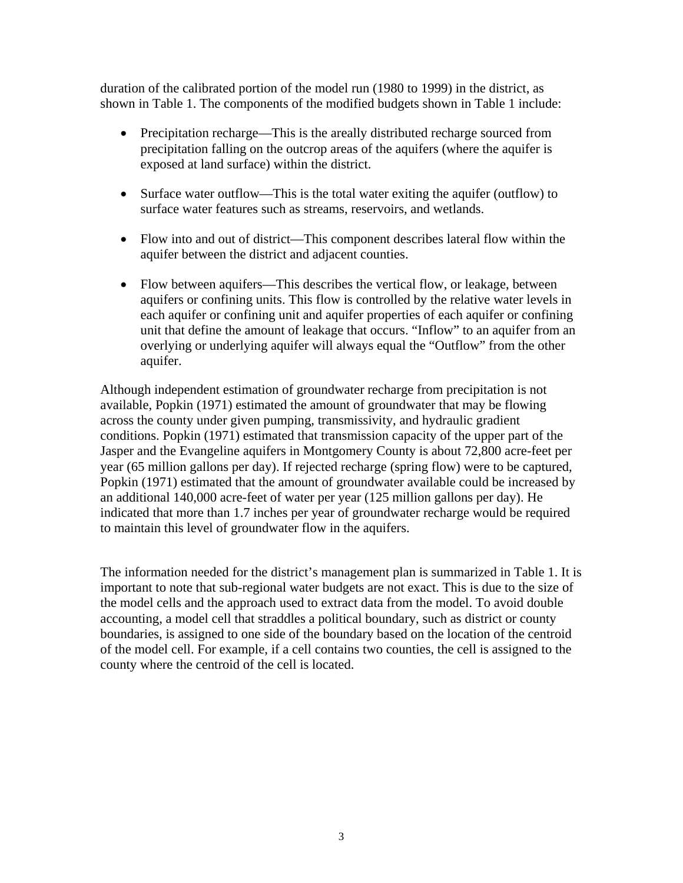duration of the calibrated portion of the model run (1980 to 1999) in the district, as shown in Table 1. The components of the modified budgets shown in Table 1 include:

- Precipitation recharge—This is the areally distributed recharge sourced from precipitation falling on the outcrop areas of the aquifers (where the aquifer is exposed at land surface) within the district.
- Surface water outflow—This is the total water exiting the aquifer (outflow) to surface water features such as streams, reservoirs, and wetlands.
- Flow into and out of district—This component describes lateral flow within the aquifer between the district and adjacent counties.
- Flow between aquifers—This describes the vertical flow, or leakage, between aquifers or confining units. This flow is controlled by the relative water levels in each aquifer or confining unit and aquifer properties of each aquifer or confining unit that define the amount of leakage that occurs. "Inflow" to an aquifer from an overlying or underlying aquifer will always equal the "Outflow" from the other aquifer.

Although independent estimation of groundwater recharge from precipitation is not available, Popkin (1971) estimated the amount of groundwater that may be flowing across the county under given pumping, transmissivity, and hydraulic gradient conditions. Popkin (1971) estimated that transmission capacity of the upper part of the Jasper and the Evangeline aquifers in Montgomery County is about 72,800 acre-feet per year (65 million gallons per day). If rejected recharge (spring flow) were to be captured, Popkin (1971) estimated that the amount of groundwater available could be increased by an additional 140,000 acre-feet of water per year (125 million gallons per day). He indicated that more than 1.7 inches per year of groundwater recharge would be required to maintain this level of groundwater flow in the aquifers.

The information needed for the district's management plan is summarized in Table 1. It is important to note that sub-regional water budgets are not exact. This is due to the size of the model cells and the approach used to extract data from the model. To avoid double accounting, a model cell that straddles a political boundary, such as district or county boundaries, is assigned to one side of the boundary based on the location of the centroid of the model cell. For example, if a cell contains two counties, the cell is assigned to the county where the centroid of the cell is located.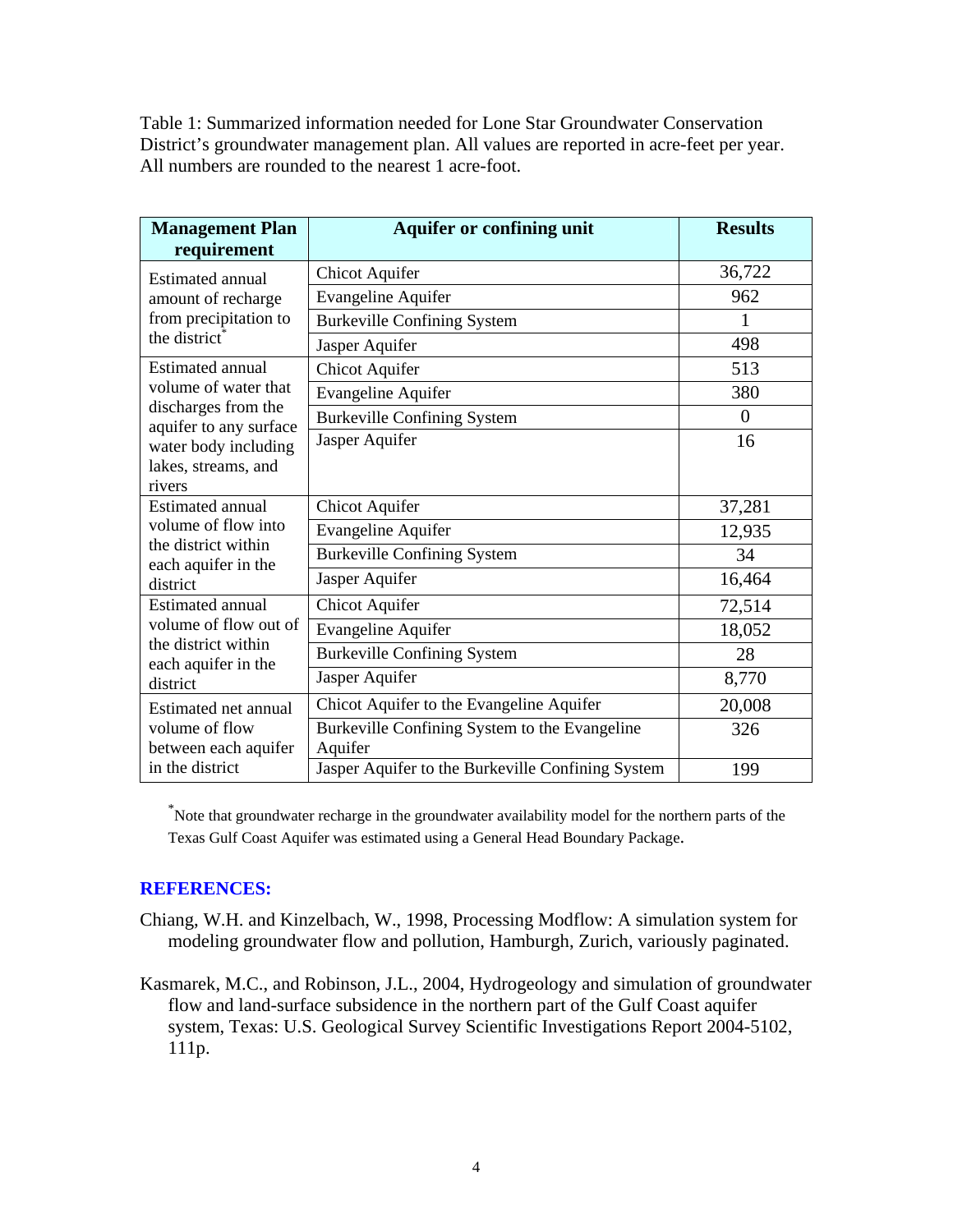Table 1: Summarized information needed for Lone Star Groundwater Conservation District's groundwater management plan. All values are reported in acre-feet per year. All numbers are rounded to the nearest 1 acre-foot.

| Management Plan requirement | Aquifer or confining unit | Results |
|---|---|---|
| Estimated annual amount of recharge from precipitation to the district* | Chicot Aquifer | 36,722 |
| | Evangeline Aquifer | 962 |
| | Burkeville Confining System | 1 |
| | Jasper Aquifer | 498 |
| Estimated annual volume of water that discharges from the aquifer to any surface water body including lakes, streams, and rivers | Chicot Aquifer | 513 |
| | Evangeline Aquifer | 380 |
| | Burkeville Confining System | 0 |
| | Jasper Aquifer | 16 |
| Estimated annual volume of flow into the district within each aquifer in the district | Chicot Aquifer | 37,281 |
| | Evangeline Aquifer | 12,935 |
| | Burkeville Confining System | 34 |
| | Jasper Aquifer | 16,464 |
| Estimated annual volume of flow out of the district within each aquifer in the district | Chicot Aquifer | 72,514 |
| | Evangeline Aquifer | 18,052 |
| | Burkeville Confining System | 28 |
| | Jasper Aquifer | 8,770 |
| Estimated net annual volume of flow between each aquifer in the district | Chicot Aquifer to the Evangeline Aquifer | 20,008 |
| | Burkeville Confining System to the Evangeline Aquifer | 326 |
| | Jasper Aquifer to the Burkeville Confining System | 199 |

*Note that groundwater recharge in the groundwater availability model for the northern parts of the Texas Gulf Coast Aquifer was estimated using a General Head Boundary Package.

## REFERENCES:

Chiang, W.H. and Kinzelbach, W., 1998, Processing Modflow: A simulation system for modeling groundwater flow and pollution, Hamburgh, Zurich, variously paginated.

Kasmarek, M.C., and Robinson, J.L., 2004, Hydrogeology and simulation of groundwater flow and land-surface subsidence in the northern part of the Gulf Coast aquifer system, Texas: U.S. Geological Survey Scientific Investigations Report 2004-5102, 111p.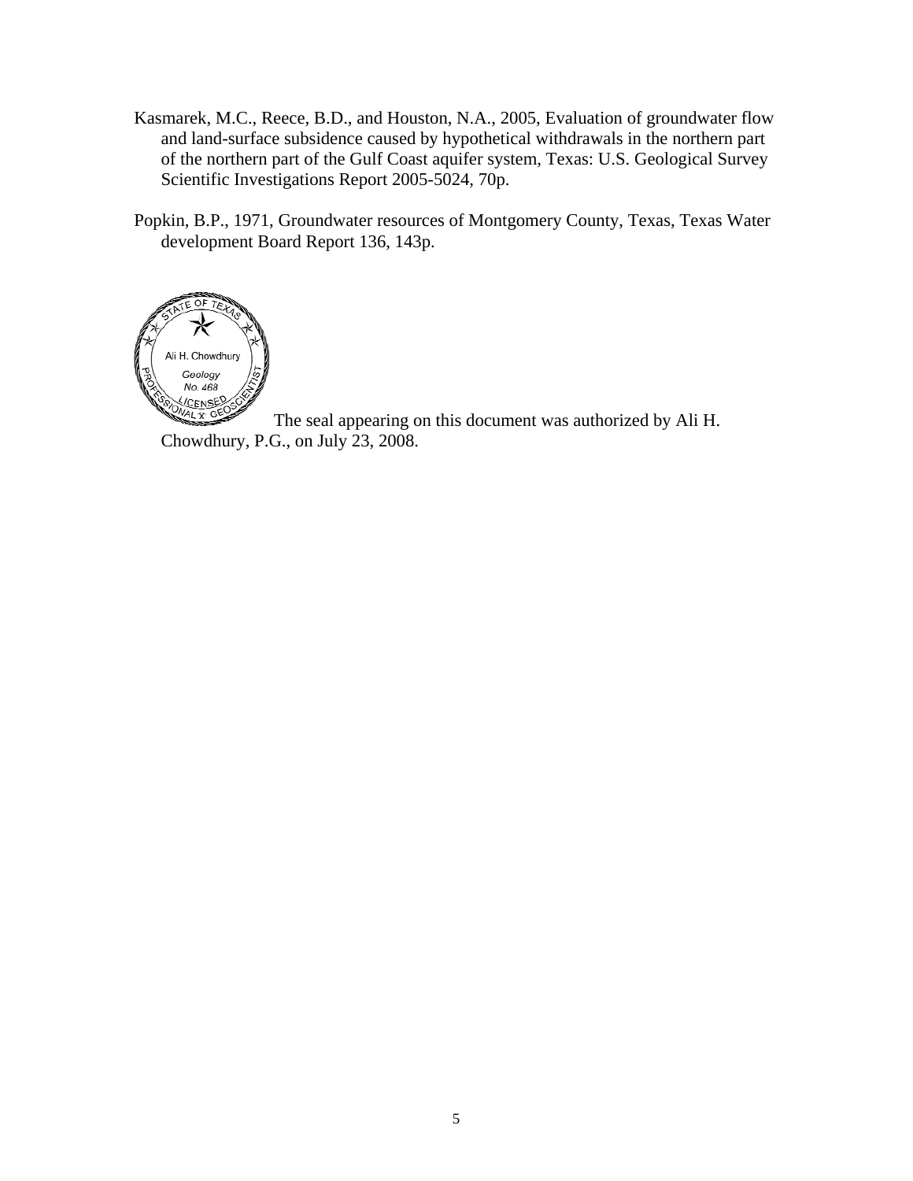Kasmarek, M.C., Reece, B.D., and Houston, N.A., 2005, Evaluation of groundwater flow and land-surface subsidence caused by hypothetical withdrawals in the northern part of the northern part of the Gulf Coast aquifer system, Texas: U.S. Geological Survey Scientific Investigations Report 2005-5024, 70p.

Popkin, B.P., 1971, Groundwater resources of Montgomery County, Texas, Texas Water development Board Report 136, 143p.

STATE OF TEXAS
Ali H. Chowdhury
Geology
No. 468
LICENSED
PROFESSIONAL GEOSCIENTIST

The seal appearing on this document was authorized by Ali H. Chowdhury, P.G., on July 23, 2008.